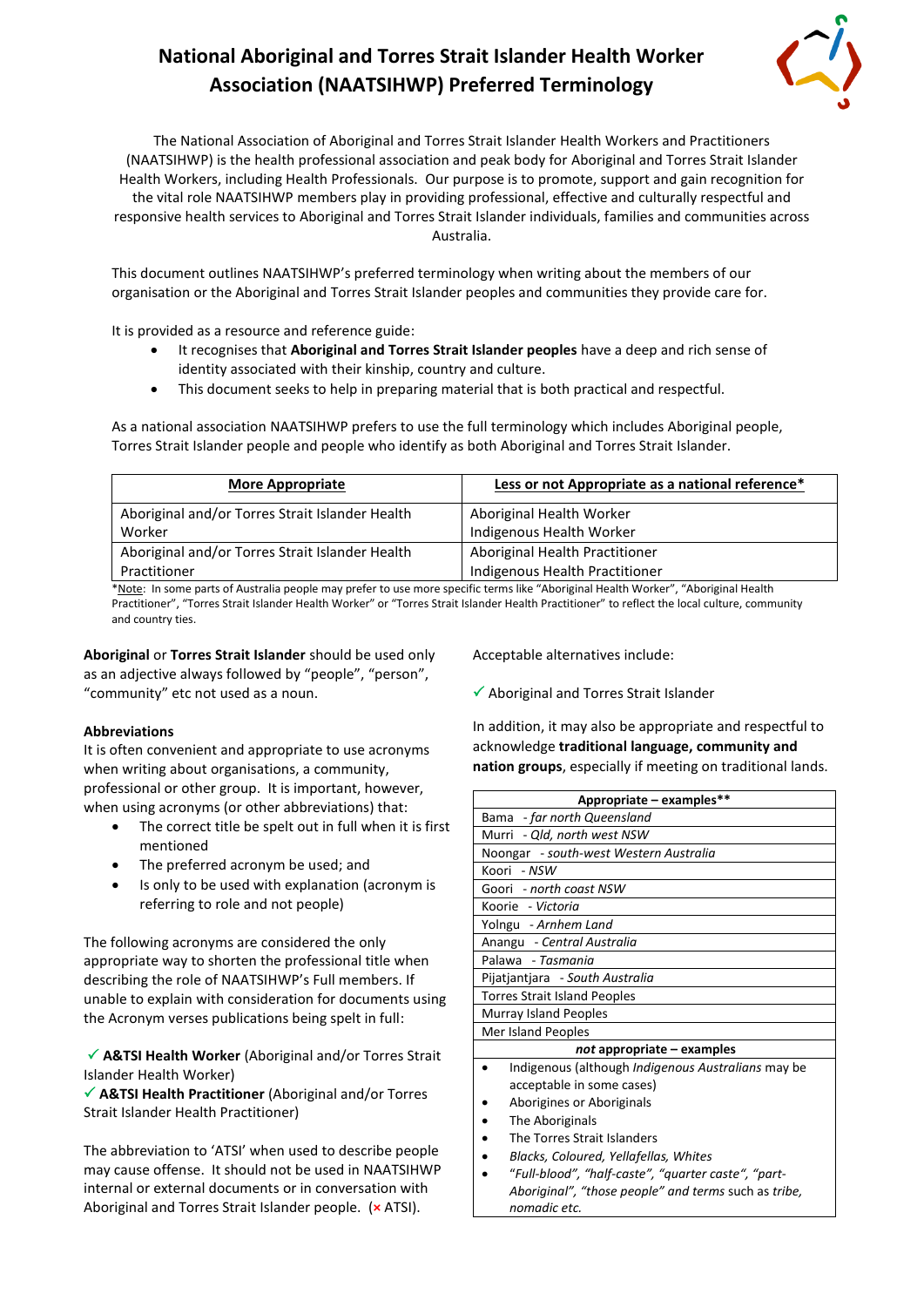# National Aboriginal and Torres Strait Islander Health Worker Association (NAATSIHWP) Preferred Terminology

The National Association of Aboriginal and Torres Strait Islander Health Workers and Practitioners (NAATSIHWP) is the health professional association and peak body for Aboriginal and Torres Strait Islander Health Workers, including Health Professionals. Our purpose is to promote, support and gain recognition for the vital role NAATSIHWP members play in providing professional, effective and culturally respectful and responsive health services to Aboriginal and Torres Strait Islander individuals, families and communities across Australia.

This document outlines NAATSIHWP's preferred terminology when writing about the members of our organisation or the Aboriginal and Torres Strait Islander peoples and communities they provide care for.

It is provided as a resource and reference guide:

- It recognises that **Aboriginal and Torres Strait Islander peoples** have a deep and rich sense of identity associated with their kinship, country and culture.
- This document seeks to help in preparing material that is both practical and respectful.

As a national association NAATSIHWP prefers to use the full terminology which includes Aboriginal people, Torres Strait Islander people and people who identify as both Aboriginal and Torres Strait Islander.

| More Appropriate | Less or not Appropriate as a national reference* |
|---|---|
| Aboriginal and/or Torres Strait Islander Health Worker | Aboriginal Health Worker<br>Indigenous Health Worker |
| Aboriginal and/or Torres Strait Islander Health Practitioner | Aboriginal Health Practitioner<br>Indigenous Health Practitioner |

*Note: In some parts of Australia people may prefer to use more specific terms like "Aboriginal Health Worker", "Aboriginal Health Practitioner", "Torres Strait Islander Health Worker" or "Torres Strait Islander Health Practitioner" to reflect the local culture, community and country ties.

**Aboriginal** or **Torres Strait Islander** should be used only as an adjective always followed by "people", "person", "community" etc not used as a noun.

**Abbreviations**

It is often convenient and appropriate to use acronyms when writing about organisations, a community, professional or other group. It is important, however, when using acronyms (or other abbreviations) that:

- The correct title be spelt out in full when it is first mentioned
- The preferred acronym be used; and
- Is only to be used with explanation (acronym is referring to role and not people)

The following acronyms are considered the only appropriate way to shorten the professional title when describing the role of NAATSIHWP's Full members. If unable to explain with consideration for documents using the Acronym verses publications being spelt in full:

✓ **A&TSI Health Worker** (Aboriginal and/or Torres Strait Islander Health Worker)
✓ **A&TSI Health Practitioner** (Aboriginal and/or Torres Strait Islander Health Practitioner)

The abbreviation to 'ATSI' when used to describe people may cause offense. It should not be used in NAATSIHWP internal or external documents or in conversation with Aboriginal and Torres Strait Islander people. (× ATSI).

Acceptable alternatives include:

✓ Aboriginal and Torres Strait Islander

In addition, it may also be appropriate and respectful to acknowledge **traditional language, community and nation groups**, especially if meeting on traditional lands.

| Appropriate – examples** |
|---|
| Bama - *far north Queensland* |
| Murri - *Qld, north west NSW* |
| Noongar - *south-west Western Australia* |
| Koori - *NSW* |
| Goori - *north coast NSW* |
| Koorie - *Victoria* |
| Yolngu - *Arnhem Land* |
| Anangu - *Central Australia* |
| Palawa - *Tasmania* |
| Pijatjantjara - *South Australia* |
| Torres Strait Island Peoples |
| Murray Island Peoples |
| Mer Island Peoples |
| ***not* appropriate – examples** |
| • Indigenous (although *Indigenous Australians* may be acceptable in some cases) |
| • Aborigines or Aboriginals |
| • The Aboriginals |
| • The Torres Strait Islanders |
| • *Blacks, Coloured, Yellafellas, Whites* |
| • *"Full-blood", "half-caste", "quarter caste", "part-Aboriginal", "those people"* and terms such as *tribe, nomadic etc.* |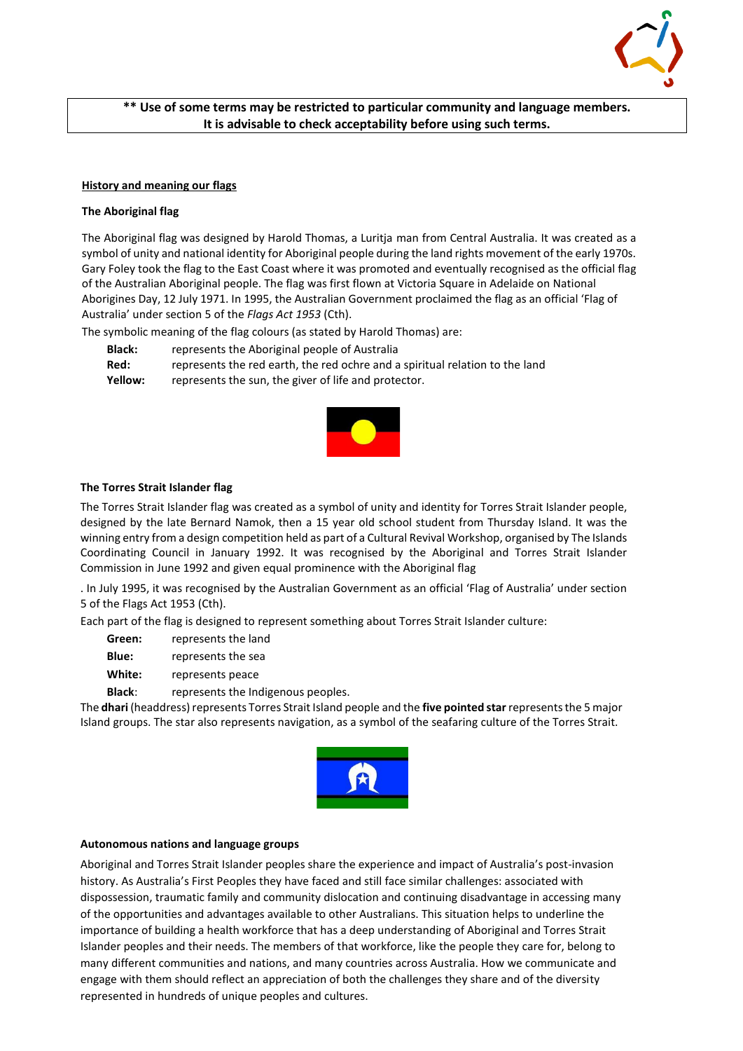**** Use of some terms may be restricted to particular community and language members. It is advisable to check acceptability before using such terms.**

## History and meaning our flags

### The Aboriginal flag

The Aboriginal flag was designed by Harold Thomas, a Luritja man from Central Australia. It was created as a symbol of unity and national identity for Aboriginal people during the land rights movement of the early 1970s. Gary Foley took the flag to the East Coast where it was promoted and eventually recognised as the official flag of the Australian Aboriginal people. The flag was first flown at Victoria Square in Adelaide on National Aborigines Day, 12 July 1971. In 1995, the Australian Government proclaimed the flag as an official 'Flag of Australia' under section 5 of the *Flags Act 1953* (Cth).

The symbolic meaning of the flag colours (as stated by Harold Thomas) are:

**Black:** represents the Aboriginal people of Australia
**Red:** represents the red earth, the red ochre and a spiritual relation to the land
**Yellow:** represents the sun, the giver of life and protector.

### The Torres Strait Islander flag

The Torres Strait Islander flag was created as a symbol of unity and identity for Torres Strait Islander people, designed by the late Bernard Namok, then a 15 year old school student from Thursday Island. It was the winning entry from a design competition held as part of a Cultural Revival Workshop, organised by The Islands Coordinating Council in January 1992. It was recognised by the Aboriginal and Torres Strait Islander Commission in June 1992 and given equal prominence with the Aboriginal flag

. In July 1995, it was recognised by the Australian Government as an official 'Flag of Australia' under section 5 of the Flags Act 1953 (Cth).

Each part of the flag is designed to represent something about Torres Strait Islander culture:

**Green:** represents the land
**Blue:** represents the sea
**White:** represents peace
**Black**: represents the Indigenous peoples.

The **dhari** (headdress) represents Torres Strait Island people and the **five pointed star** represents the 5 major Island groups. The star also represents navigation, as a symbol of the seafaring culture of the Torres Strait.

### Autonomous nations and language groups

Aboriginal and Torres Strait Islander peoples share the experience and impact of Australia's post-invasion history. As Australia's First Peoples they have faced and still face similar challenges: associated with dispossession, traumatic family and community dislocation and continuing disadvantage in accessing many of the opportunities and advantages available to other Australians. This situation helps to underline the importance of building a health workforce that has a deep understanding of Aboriginal and Torres Strait Islander peoples and their needs. The members of that workforce, like the people they care for, belong to many different communities and nations, and many countries across Australia. How we communicate and engage with them should reflect an appreciation of both the challenges they share and of the diversity represented in hundreds of unique peoples and cultures.